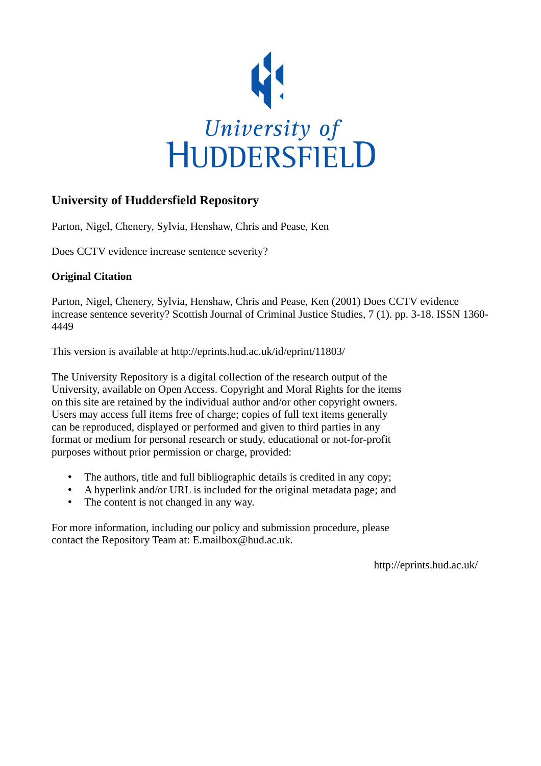University of
HUDDERSFIELD

## University of Huddersfield Repository

Parton, Nigel, Chenery, Sylvia, Henshaw, Chris and Pease, Ken

Does CCTV evidence increase sentence severity?

### Original Citation

Parton, Nigel, Chenery, Sylvia, Henshaw, Chris and Pease, Ken (2001) Does CCTV evidence increase sentence severity? Scottish Journal of Criminal Justice Studies, 7 (1). pp. 3-18. ISSN 1360-4449

This version is available at http://eprints.hud.ac.uk/id/eprint/11803/

The University Repository is a digital collection of the research output of the University, available on Open Access. Copyright and Moral Rights for the items on this site are retained by the individual author and/or other copyright owners. Users may access full items free of charge; copies of full text items generally can be reproduced, displayed or performed and given to third parties in any format or medium for personal research or study, educational or not-for-profit purposes without prior permission or charge, provided:

- The authors, title and full bibliographic details is credited in any copy;
- A hyperlink and/or URL is included for the original metadata page; and
- The content is not changed in any way.

For more information, including our policy and submission procedure, please contact the Repository Team at: E.mailbox@hud.ac.uk.

http://eprints.hud.ac.uk/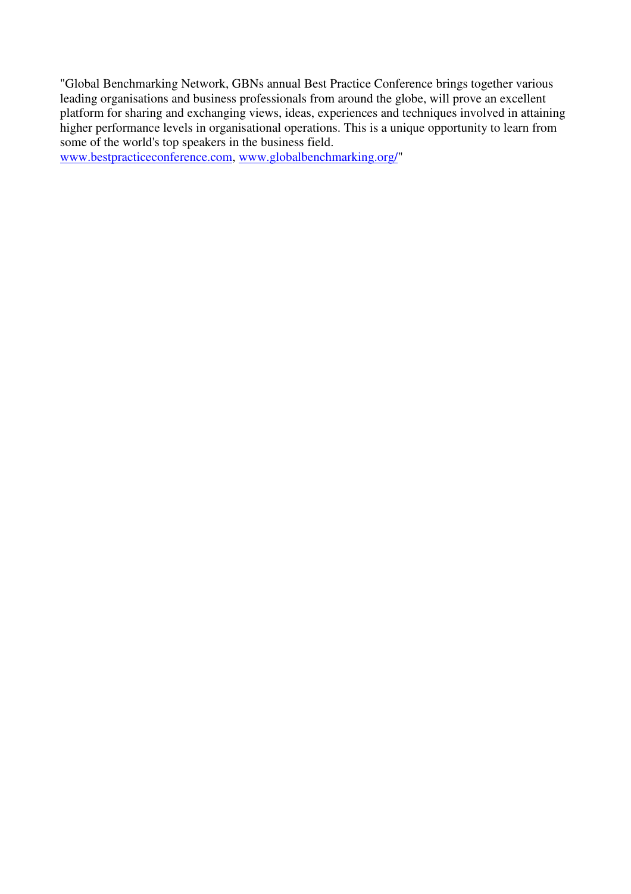"Global Benchmarking Network, GBNs annual Best Practice Conference brings together various leading organisations and business professionals from around the globe, will prove an excellent platform for sharing and exchanging views, ideas, experiences and techniques involved in attaining higher performance levels in organisational operations. This is a unique opportunity to learn from some of the world's top speakers in the business field.
www.bestpracticeconference.com, www.globalbenchmarking.org/"